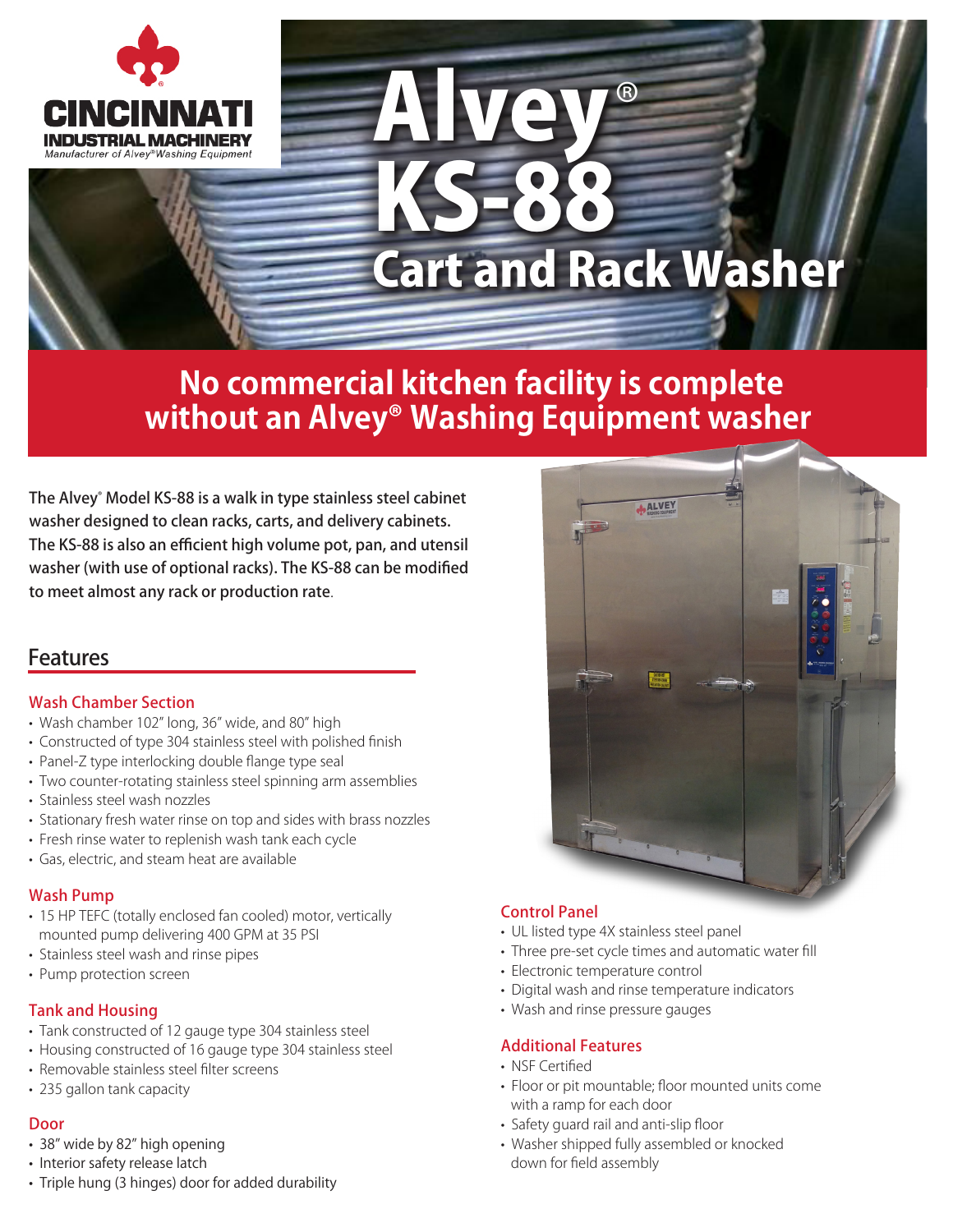CINCINNATI INDUSTRIAL MACHINERY
*Manufacturer of Alvey® Washing Equipment*

# Alvey® KS-88 Cart and Rack Washer

## No commercial kitchen facility is complete without an Alvey® Washing Equipment washer

**The Alvey® Model KS-88 is a walk in type stainless steel cabinet washer designed to clean racks, carts, and delivery cabinets. The KS-88 is also an efficient high volume pot, pan, and utensil washer (with use of optional racks). The KS-88 can be modified to meet almost any rack or production rate.**

## Features

### Wash Chamber Section

- Wash chamber 102" long, 36" wide, and 80" high
- Constructed of type 304 stainless steel with polished finish
- Panel-Z type interlocking double flange type seal
- Two counter-rotating stainless steel spinning arm assemblies
- Stainless steel wash nozzles
- Stationary fresh water rinse on top and sides with brass nozzles
- Fresh rinse water to replenish wash tank each cycle
- Gas, electric, and steam heat are available

### Wash Pump

- 15 HP TEFC (totally enclosed fan cooled) motor, vertically mounted pump delivering 400 GPM at 35 PSI
- Stainless steel wash and rinse pipes
- Pump protection screen

### Tank and Housing

- Tank constructed of 12 gauge type 304 stainless steel
- Housing constructed of 16 gauge type 304 stainless steel
- Removable stainless steel filter screens
- 235 gallon tank capacity

### Door

- 38" wide by 82" high opening
- Interior safety release latch
- Triple hung (3 hinges) door for added durability

### Control Panel

- UL listed type 4X stainless steel panel
- Three pre-set cycle times and automatic water fill
- Electronic temperature control
- Digital wash and rinse temperature indicators
- Wash and rinse pressure gauges

### Additional Features

- NSF Certified
- Floor or pit mountable; floor mounted units come with a ramp for each door
- Safety guard rail and anti-slip floor
- Washer shipped fully assembled or knocked down for field assembly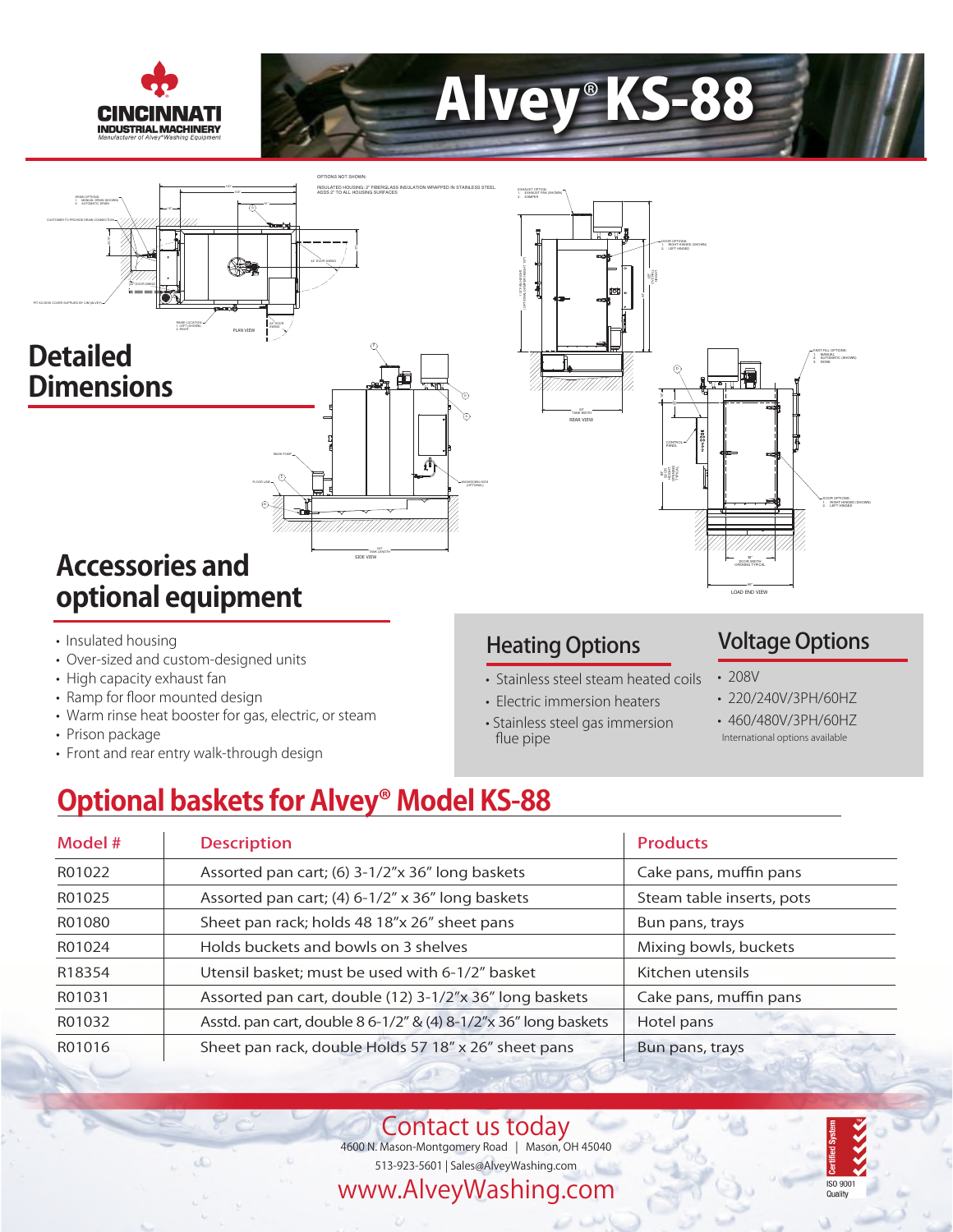CINCINNATI INDUSTRIAL MACHINERY
Manufacturer of Alvey® Washing Equipment

# Alvey® KS-88

## Detailed Dimensions

OPTIONS NOT SHOWN:
INSULATED HOUSING: 2" FIBERGLASS INSULATION WRAPPED IN STAINLESS STEEL. ADDS 2" TO ALL HOUSING SURFACES

PLAN VIEW

SIDE VIEW

REAR VIEW

LOAD END VIEW

## Accessories and optional equipment

- Insulated housing
- Over-sized and custom-designed units
- High capacity exhaust fan
- Ramp for floor mounted design
- Warm rinse booster for gas, electric, or steam
- Prison package
- Front and rear entry walk-through design

## Heating Options

- Stainless steel steam heated coils
- Electric immersion heaters
- Stainless steel gas immersion flue pipe

## Voltage Options

- 208V
- 220/240V/3PH/60HZ
- 460/480V/3PH/60HZ

International options available

## Optional baskets for Alvey® Model KS-88

| Model # | Description | Products |
|---|---|---|
| R01022 | Assorted pan cart; (6) 3-1/2"x 36" long baskets | Cake pans, muffin pans |
| R01025 | Assorted pan cart; (4) 6-1/2" x 36" long baskets | Steam table inserts, pots |
| R01080 | Sheet pan rack; holds 48 18"x 26" sheet pans | Bun pans, trays |
| R01024 | Holds buckets and bowls on 3 shelves | Mixing bowls, buckets |
| R18354 | Utensil basket; must be used with 6-1/2" basket | Kitchen utensils |
| R01031 | Assorted pan cart, double (12) 3-1/2"x 36" long baskets | Cake pans, muffin pans |
| R01032 | Asstd. pan cart, double 8 6-1/2" & (4) 8-1/2"x 36" long baskets | Hotel pans |
| R01016 | Sheet pan rack, double Holds 57 18" x 26" sheet pans | Bun pans, trays |

Contact us today

4600 N. Mason-Montgomery Road | Mason, OH 45040

513-923-5601 | Sales@AlveyWashing.com

www.AlveyWashing.com

Certified System ISO 9001 Quality